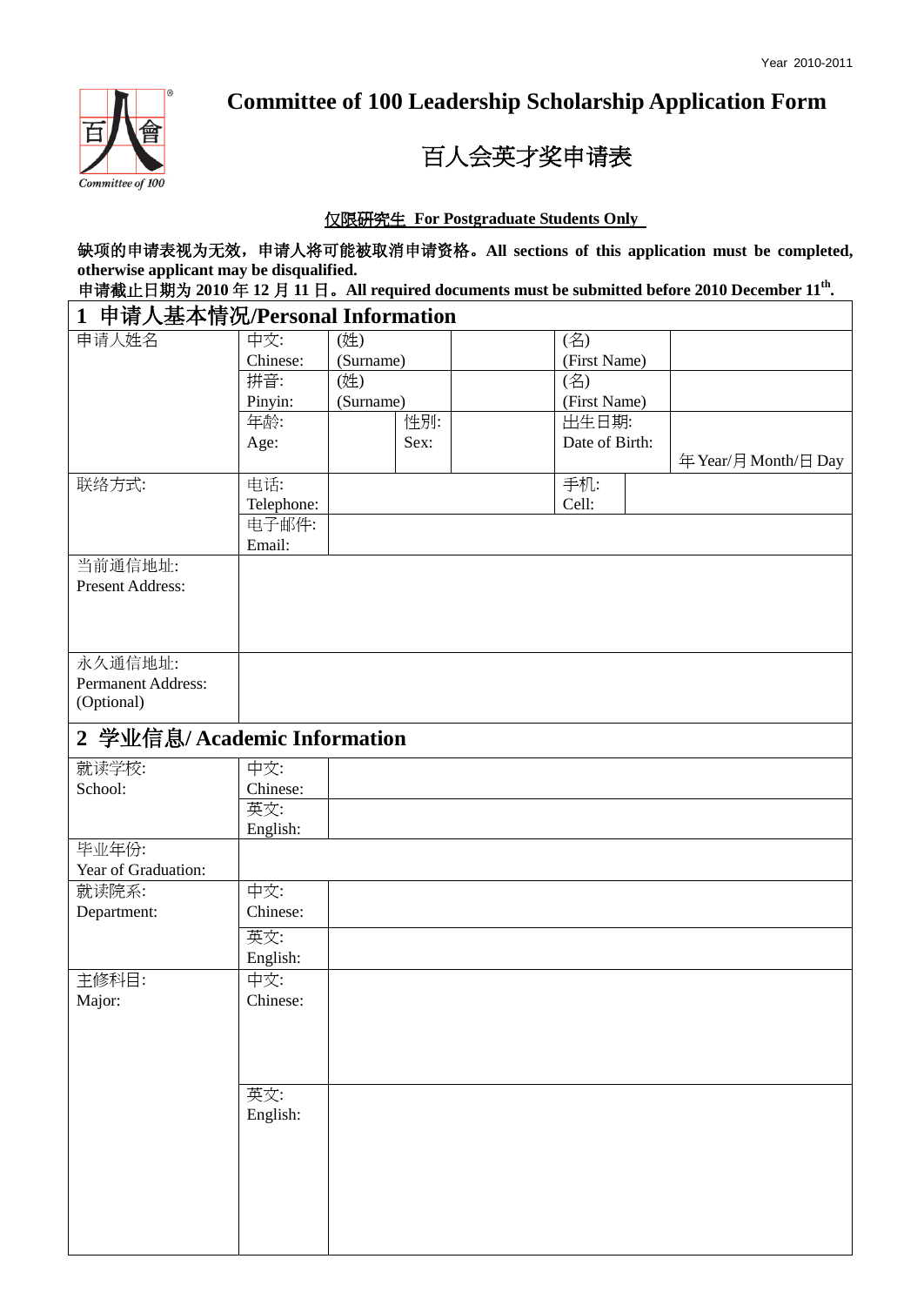Year 2010-2011

# Committee of 100 Leadership Scholarship Application Form

# 百人会英才奖申请表

**仅限研究生 For Postgraduate Students Only**

**缺项的申请表视为无效，申请人将可能被取消申请资格。All sections of this application must be completed, otherwise applicant may be disqualified.**

**申请截止日期为 2010 年 12 月 11 日。All required documents must be submitted before 2010 December 11th.**

## 1 申请人基本情况/Personal Information

| | | | | | | |
|---|---|---|---|---|---|---|
| 申请人姓名 | 中文: Chinese: | (姓) (Surname) | | | (名) (First Name) | |
| | 拼音: Pinyin: | (姓) (Surname) | | | (名) (First Name) | |
| | 年龄: Age: | | 性别: Sex: | | 出生日期: Date of Birth: | 年 Year/月 Month/日 Day |
| 联络方式: | 电话: Telephone: | | | | 手机: Cell: | |
| | 电子邮件: Email: | | | | | |
| 当前通信地址: Present Address: | | | | | | |
| 永久通信地址: Permanent Address: (Optional) | | | | | | |

## 2 学业信息/ Academic Information

| | | |
|---|---|---|
| 就读学校: School: | 中文: Chinese: | |
| | 英文: English: | |
| 毕业年份: Year of Graduation: | | |
| 就读院系: Department: | 中文: Chinese: | |
| | 英文: English: | |
| 主修科目: Major: | 中文: Chinese: | |
| | 英文: English: | |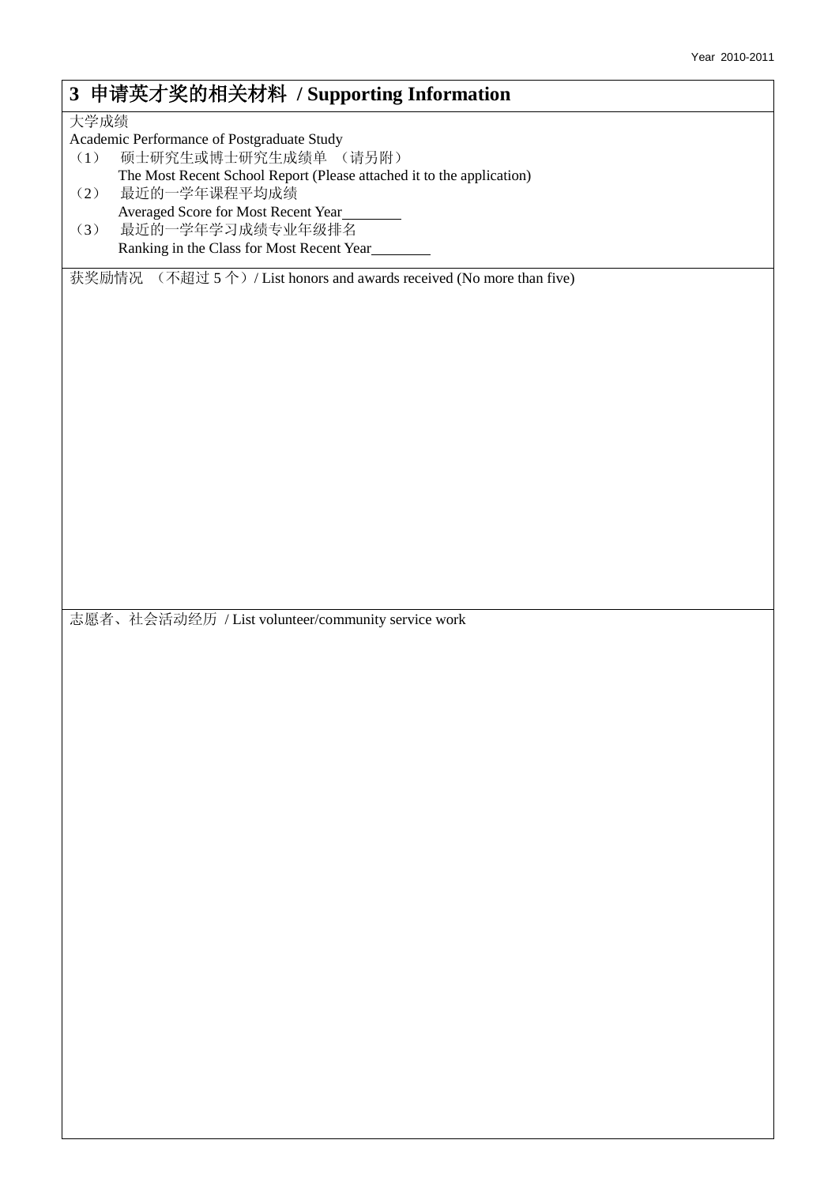## 3 申请英才奖的相关材料 / Supporting Information

大学成绩

Academic Performance of Postgraduate Study

（1） 硕士研究生或博士研究生成绩单 （请另附）
The Most Recent School Report (Please attached it to the application)

（2） 最近的一学年课程平均成绩
Averaged Score for Most Recent Year________

（3） 最近的一学年学习成绩专业年级排名
Ranking in the Class for Most Recent Year________

获奖励情况 （不超过 5 个）/ List honors and awards received (No more than five)

志愿者、社会活动经历 / List volunteer/community service work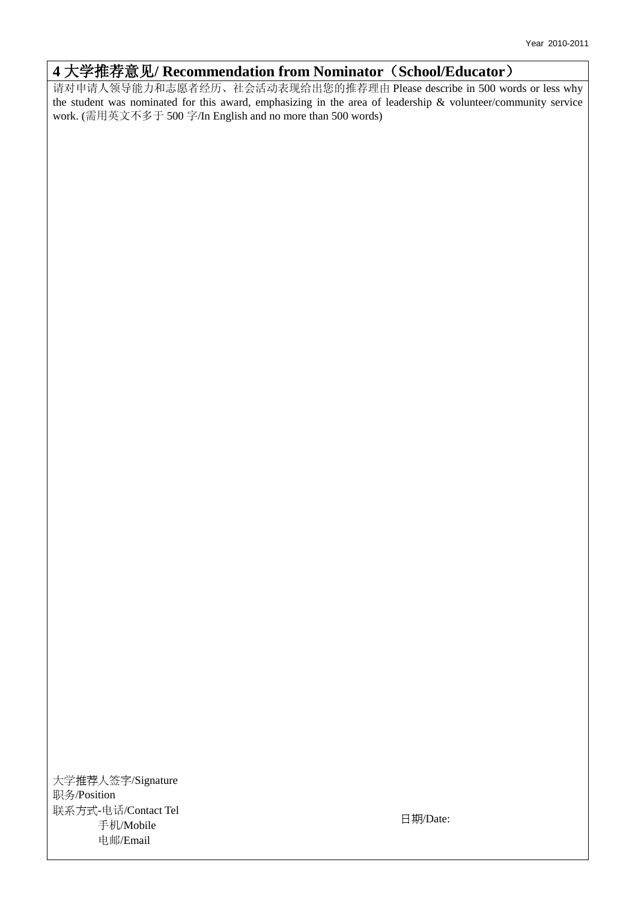## 4 大学推荐意见/ Recommendation from Nominator（School/Educator）

请对申请人领导能力和志愿者经历、社会活动表现给出您的推荐理由 Please describe in 500 words or less why the student was nominated for this award, emphasizing in the area of leadership & volunteer/community service work. (需用英文不多于 500 字/In English and no more than 500 words)

大学推荐人签字/Signature

职务/Position

联系方式-电话/Contact Tel

手机/Mobile

电邮/Email

日期/Date: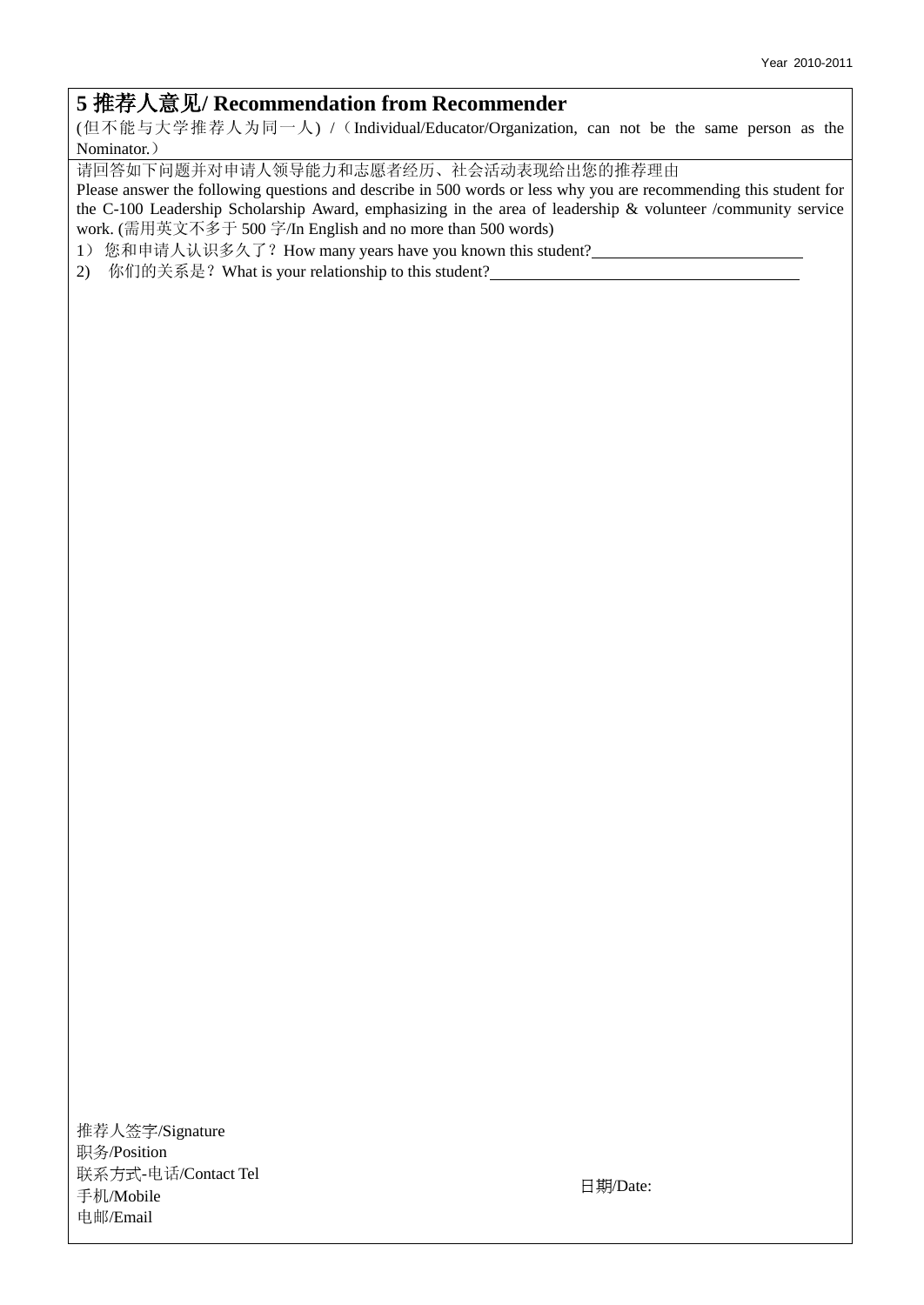## 5 推荐人意见/ Recommendation from Recommender

(但不能与大学推荐人为同一人) /（Individual/Educator/Organization, can not be the same person as the Nominator.）

请回答如下问题并对申请人领导能力和志愿者经历、社会活动表现给出您的推荐理由

Please answer the following questions and describe in 500 words or less why you are recommending this student for the C-100 Leadership Scholarship Award, emphasizing in the area of leadership & volunteer /community service work. (需用英文不多于 500 字/In English and no more than 500 words)

1） 您和申请人认识多久了？How many years have you known this student?\_\_\_\_\_\_\_\_\_\_\_\_\_\_\_\_\_\_\_\_

2)　你们的关系是？What is your relationship to this student?\_\_\_\_\_\_\_\_\_\_\_\_\_\_\_\_\_\_\_\_\_\_\_\_\_\_\_\_\_\_

推荐人签字/Signature

职务/Position

联系方式-电话/Contact Tel

手机/Mobile

电邮/Email

日期/Date: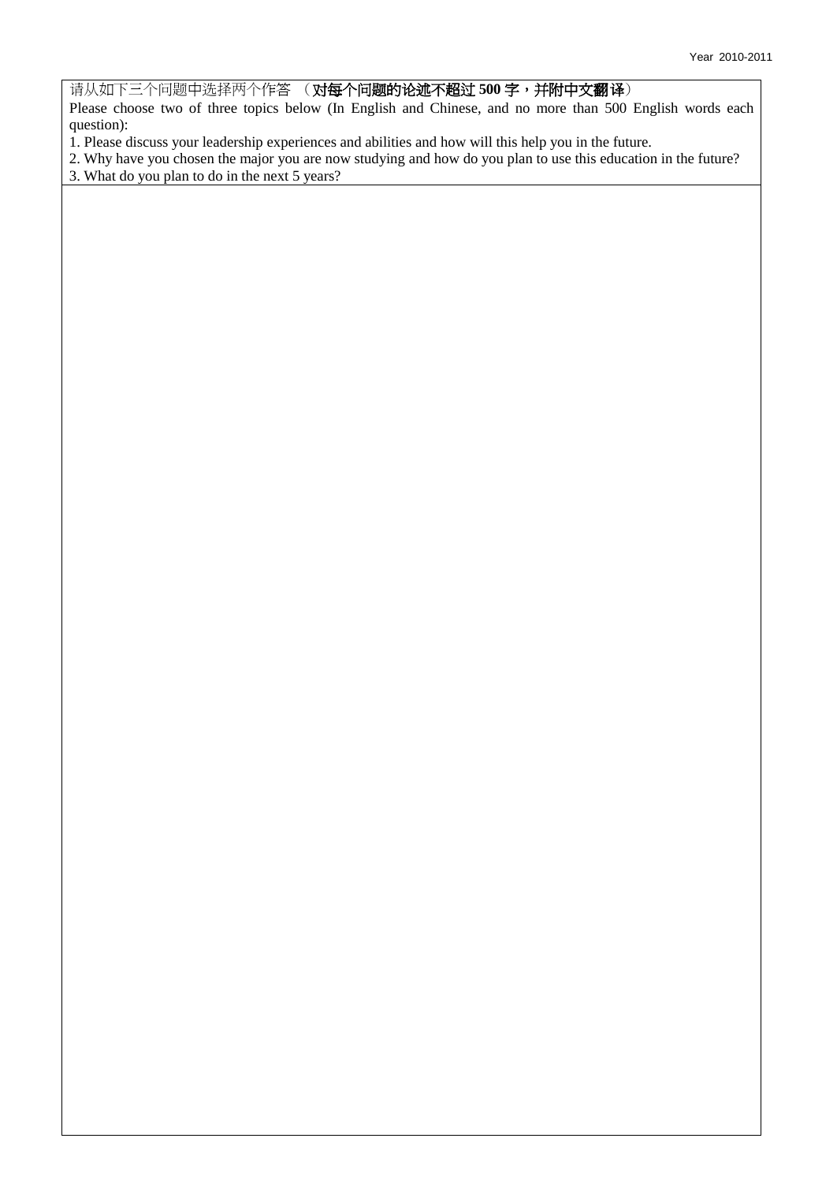请从如下三个问题中选择两个作答 （**对每个问题的论述不超过 500 字，并附中文翻译**）

Please choose two of three topics below (In English and Chinese, and no more than 500 English words each question):

1. Please discuss your leadership experiences and abilities and how will this help you in the future.
2. Why have you chosen the major you are now studying and how do you plan to use this education in the future?
3. What do you plan to do in the next 5 years?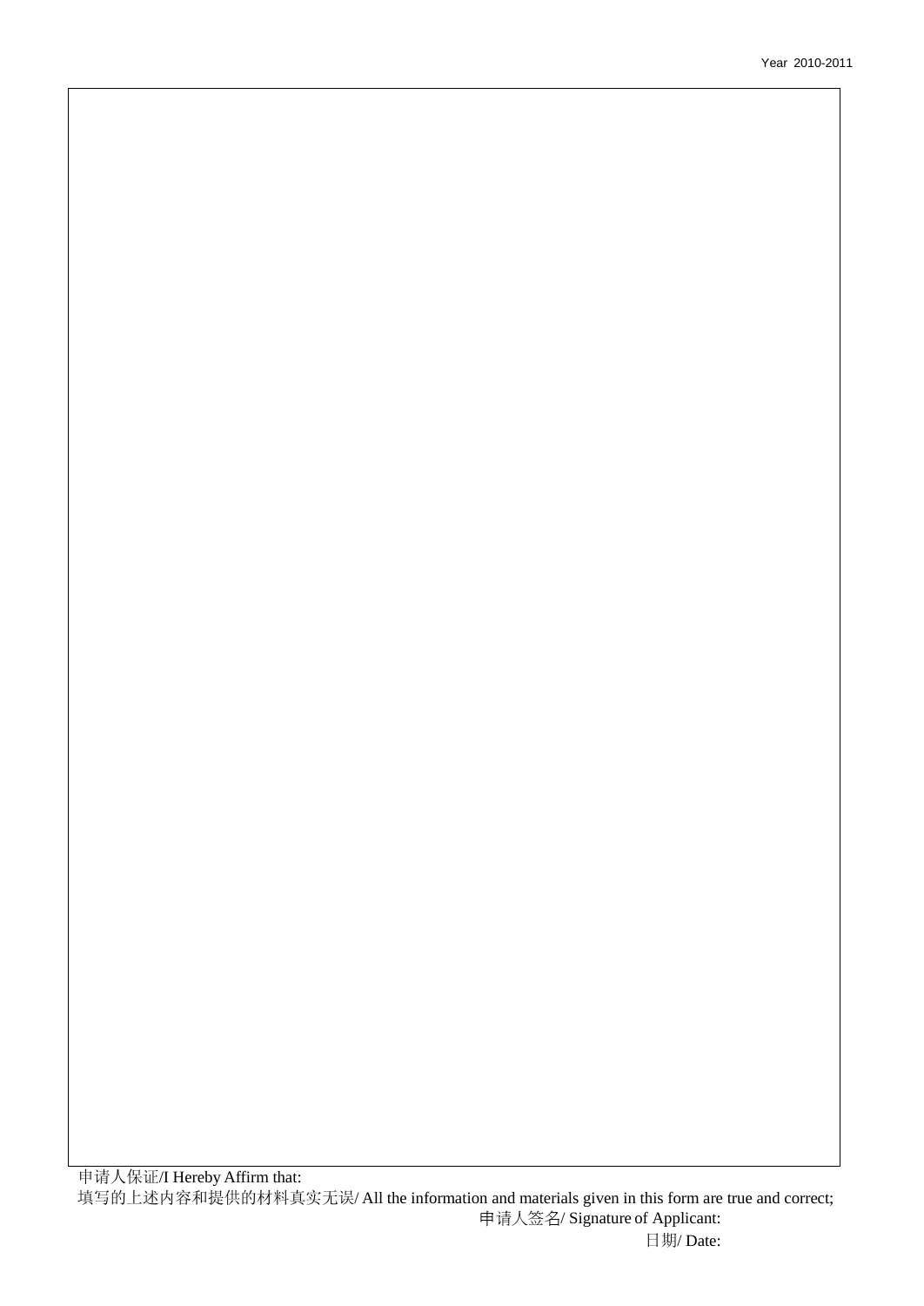申请人保证/I Hereby Affirm that:

填写的上述内容和提供的材料真实无误/ All the information and materials given in this form are true and correct;

申请人签名/ Signature of Applicant:

日期/ Date: